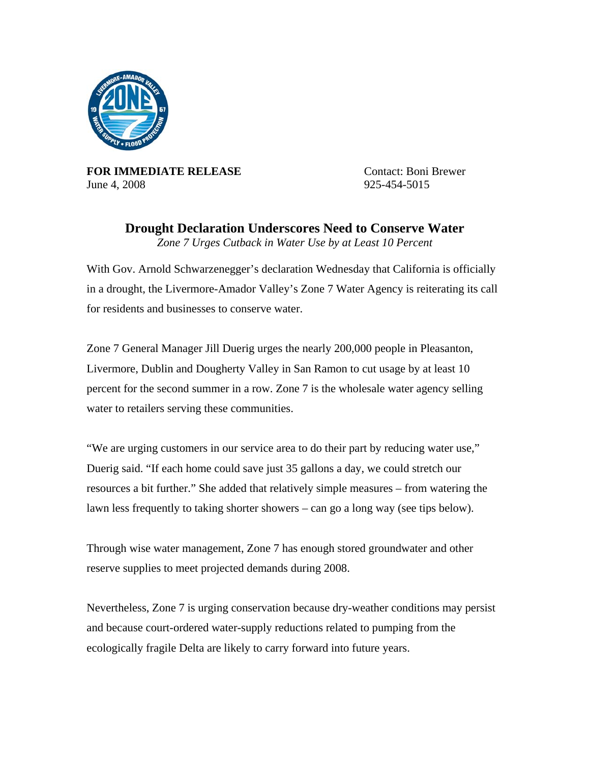**FOR IMMEDIATE RELEASE**
June 4, 2008

Contact: Boni Brewer
925-454-5015

# Drought Declaration Underscores Need to Conserve Water

*Zone 7 Urges Cutback in Water Use by at Least 10 Percent*

With Gov. Arnold Schwarzenegger's declaration Wednesday that California is officially in a drought, the Livermore-Amador Valley's Zone 7 Water Agency is reiterating its call for residents and businesses to conserve water.

Zone 7 General Manager Jill Duerig urges the nearly 200,000 people in Pleasanton, Livermore, Dublin and Dougherty Valley in San Ramon to cut usage by at least 10 percent for the second summer in a row. Zone 7 is the wholesale water agency selling water to retailers serving these communities.

"We are urging customers in our service area to do their part by reducing water use," Duerig said. "If each home could save just 35 gallons a day, we could stretch our resources a bit further." She added that relatively simple measures – from watering the lawn less frequently to taking shorter showers – can go a long way (see tips below).

Through wise water management, Zone 7 has enough stored groundwater and other reserve supplies to meet projected demands during 2008.

Nevertheless, Zone 7 is urging conservation because dry-weather conditions may persist and because court-ordered water-supply reductions related to pumping from the ecologically fragile Delta are likely to carry forward into future years.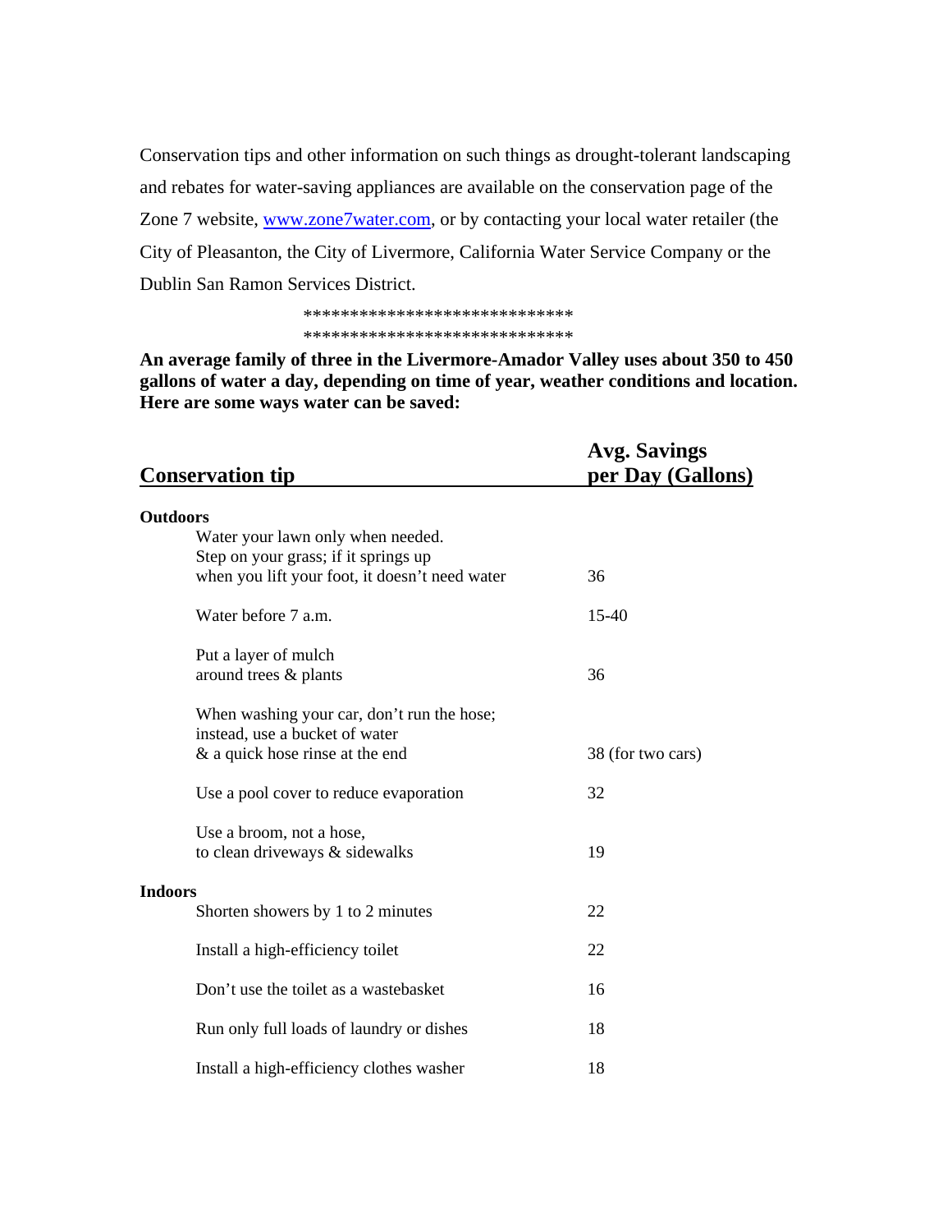Conservation tips and other information on such things as drought-tolerant landscaping and rebates for water-saving appliances are available on the conservation page of the Zone 7 website, [www.zone7water.com](http://www.zone7water.com), or by contacting your local water retailer (the City of Pleasanton, the City of Livermore, California Water Service Company or the Dublin San Ramon Services District.

*****************************
*****************************

**An average family of three in the Livermore-Amador Valley uses about 350 to 450 gallons of water a day, depending on time of year, weather conditions and location. Here are some ways water can be saved:**

| Conservation tip | Avg. Savings per Day (Gallons) |
|---|---|
| **Outdoors** | |
| Water your lawn only when needed. Step on your grass; if it springs up when you lift your foot, it doesn't need water | 36 |
| Water before 7 a.m. | 15-40 |
| Put a layer of mulch around trees & plants | 36 |
| When washing your car, don't run the hose; instead, use a bucket of water & a quick hose rinse at the end | 38 (for two cars) |
| Use a pool cover to reduce evaporation | 32 |
| Use a broom, not a hose, to clean driveways & sidewalks | 19 |
| **Indoors** | |
| Shorten showers by 1 to 2 minutes | 22 |
| Install a high-efficiency toilet | 22 |
| Don't use the toilet as a wastebasket | 16 |
| Run only full loads of laundry or dishes | 18 |
| Install a high-efficiency clothes washer | 18 |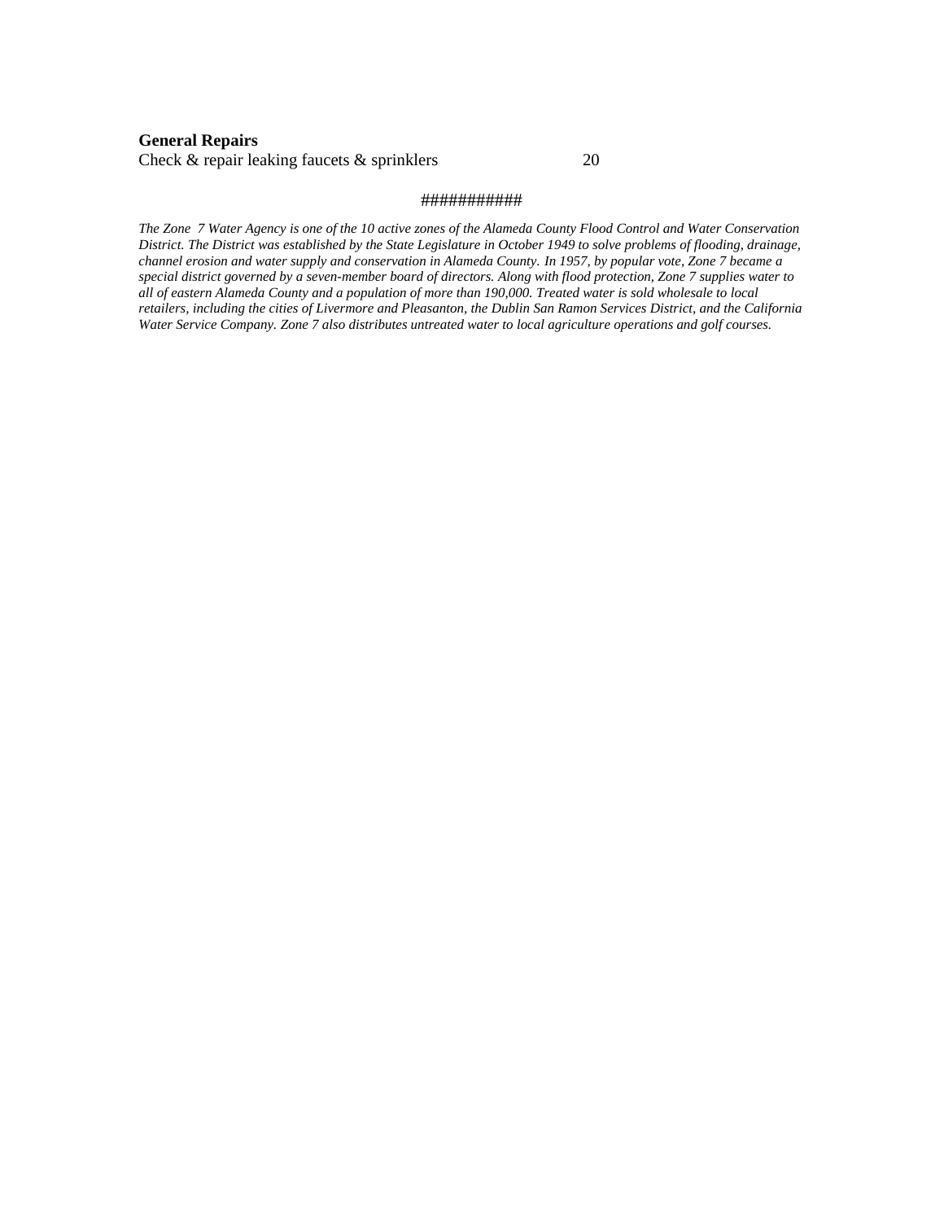**General Repairs**

| | |
|---|---|
| Check & repair leaking faucets & sprinklers | 20 |

###########

*The Zone 7 Water Agency is one of the 10 active zones of the Alameda County Flood Control and Water Conservation District. The District was established by the State Legislature in October 1949 to solve problems of flooding, drainage, channel erosion and water supply and conservation in Alameda County. In 1957, by popular vote, Zone 7 became a special district governed by a seven-member board of directors. Along with flood protection, Zone 7 supplies water to all of eastern Alameda County and a population of more than 190,000. Treated water is sold wholesale to local retailers, including the cities of Livermore and Pleasanton, the Dublin San Ramon Services District, and the California Water Service Company. Zone 7 also distributes untreated water to local agriculture operations and golf courses.*